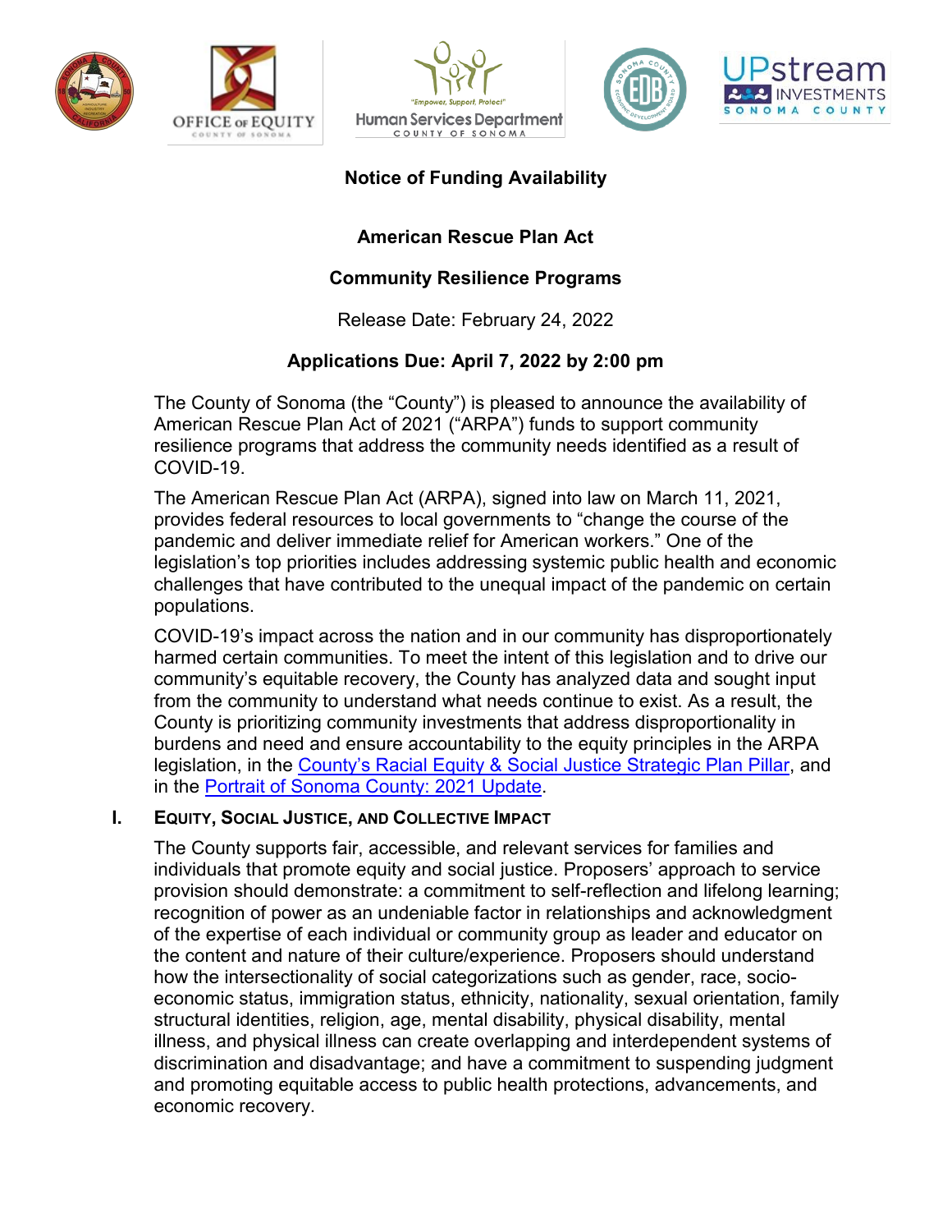# Notice of Funding Availability

## American Rescue Plan Act

## Community Resilience Programs

Release Date: February 24, 2022

**Applications Due: April 7, 2022 by 2:00 pm**

The County of Sonoma (the "County") is pleased to announce the availability of American Rescue Plan Act of 2021 ("ARPA") funds to support community resilience programs that address the community needs identified as a result of COVID-19.

The American Rescue Plan Act (ARPA), signed into law on March 11, 2021, provides federal resources to local governments to "change the course of the pandemic and deliver immediate relief for American workers." One of the legislation's top priorities includes addressing systemic public health and economic challenges that have contributed to the unequal impact of the pandemic on certain populations.

COVID-19's impact across the nation and in our community has disproportionately harmed certain communities. To meet the intent of this legislation and to drive our community's equitable recovery, the County has analyzed data and sought input from the community to understand what needs continue to exist. As a result, the County is prioritizing community investments that address disproportionality in burdens and need and ensure accountability to the equity principles in the ARPA legislation, in the County's Racial Equity & Social Justice Strategic Plan Pillar, and in the Portrait of Sonoma County: 2021 Update.

## I. Equity, Social Justice, and Collective Impact

The County supports fair, accessible, and relevant services for families and individuals that promote equity and social justice. Proposers' approach to service provision should demonstrate: a commitment to self-reflection and lifelong learning; recognition of power as an undeniable factor in relationships and acknowledgment of the expertise of each individual or community group as leader and educator on the content and nature of their culture/experience. Proposers should understand how the intersectionality of social categorizations such as gender, race, socio-economic status, immigration status, ethnicity, nationality, sexual orientation, family structural identities, religion, age, mental disability, physical disability, mental illness, and physical illness can create overlapping and interdependent systems of discrimination and disadvantage; and have a commitment to suspending judgment and promoting equitable access to public health protections, advancements, and economic recovery.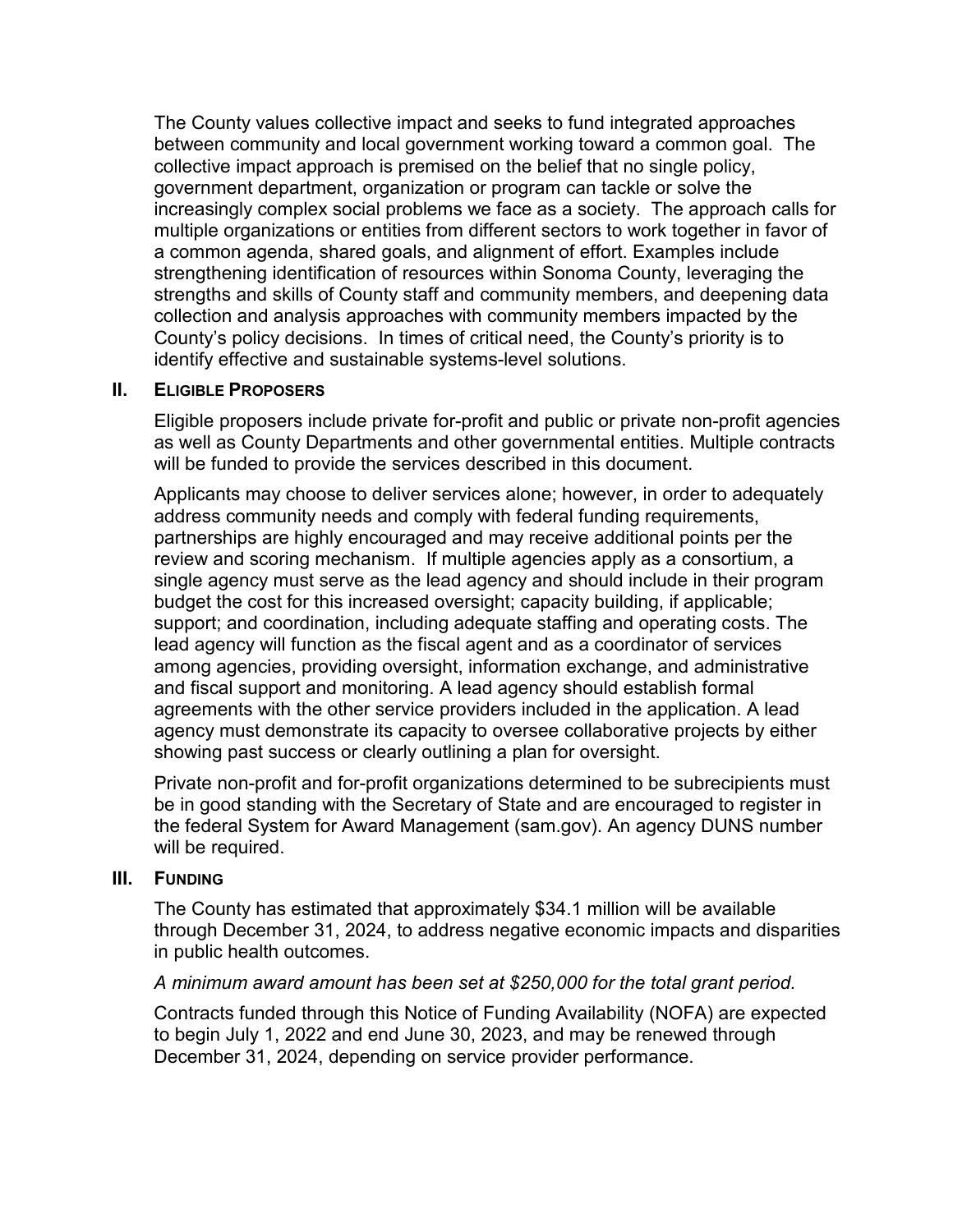The County values collective impact and seeks to fund integrated approaches between community and local government working toward a common goal. The collective impact approach is premised on the belief that no single policy, government department, organization or program can tackle or solve the increasingly complex social problems we face as a society. The approach calls for multiple organizations or entities from different sectors to work together in favor of a common agenda, shared goals, and alignment of effort. Examples include strengthening identification of resources within Sonoma County, leveraging the strengths and skills of County staff and community members, and deepening data collection and analysis approaches with community members impacted by the County's policy decisions. In times of critical need, the County's priority is to identify effective and sustainable systems-level solutions.

## II. Eligible Proposers

Eligible proposers include private for-profit and public or private non-profit agencies as well as County Departments and other governmental entities. Multiple contracts will be funded to provide the services described in this document.

Applicants may choose to deliver services alone; however, in order to adequately address community needs and comply with federal funding requirements, partnerships are highly encouraged and may receive additional points per the review and scoring mechanism. If multiple agencies apply as a consortium, a single agency must serve as the lead agency and should include in their program budget the cost for this increased oversight; capacity building, if applicable; support; and coordination, including adequate staffing and operating costs. The lead agency will function as the fiscal agent and as a coordinator of services among agencies, providing oversight, information exchange, and administrative and fiscal support and monitoring. A lead agency should establish formal agreements with the other service providers included in the application. A lead agency must demonstrate its capacity to oversee collaborative projects by either showing past success or clearly outlining a plan for oversight.

Private non-profit and for-profit organizations determined to be subrecipients must be in good standing with the Secretary of State and are encouraged to register in the federal System for Award Management (sam.gov). An agency DUNS number will be required.

## III. Funding

The County has estimated that approximately $34.1 million will be available through December 31, 2024, to address negative economic impacts and disparities in public health outcomes.

*A minimum award amount has been set at $250,000 for the total grant period.*

Contracts funded through this Notice of Funding Availability (NOFA) are expected to begin July 1, 2022 and end June 30, 2023, and may be renewed through December 31, 2024, depending on service provider performance.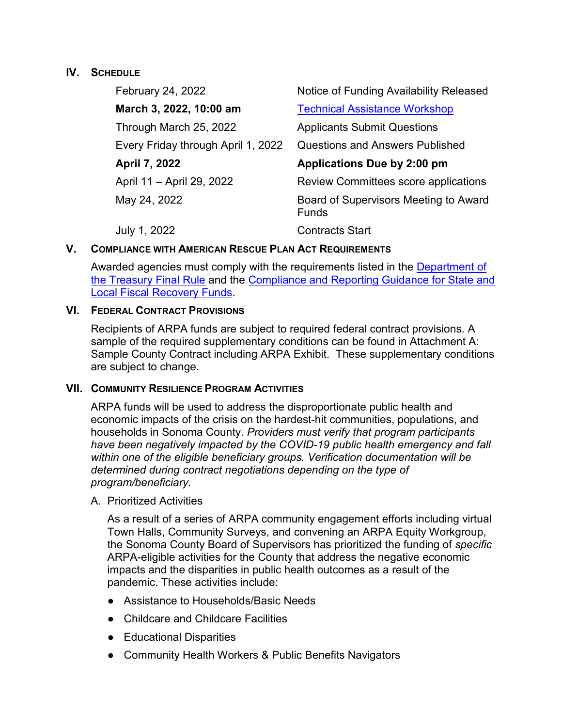## IV. Schedule

| | |
|---|---|
| February 24, 2022 | Notice of Funding Availability Released |
| **March 3, 2022, 10:00 am** | [Technical Assistance Workshop]() |
| Through March 25, 2022 | Applicants Submit Questions |
| Every Friday through April 1, 2022 | Questions and Answers Published |
| **April 7, 2022** | **Applications Due by 2:00 pm** |
| April 11 – April 29, 2022 | Review Committees score applications |
| May 24, 2022 | Board of Supervisors Meeting to Award Funds |
| July 1, 2022 | Contracts Start |

## V. Compliance with American Rescue Plan Act Requirements

Awarded agencies must comply with the requirements listed in the Department of the Treasury Final Rule and the Compliance and Reporting Guidance for State and Local Fiscal Recovery Funds.

## VI. Federal Contract Provisions

Recipients of ARPA funds are subject to required federal contract provisions. A sample of the required supplementary conditions can be found in Attachment A: Sample County Contract including ARPA Exhibit. These supplementary conditions are subject to change.

## VII. Community Resilience Program Activities

ARPA funds will be used to address the disproportionate public health and economic impacts of the crisis on the hardest-hit communities, populations, and households in Sonoma County. *Providers must verify that program participants have been negatively impacted by the COVID-19 public health emergency and fall within one of the eligible beneficiary groups. Verification documentation will be determined during contract negotiations depending on the type of program/beneficiary.*

### A. Prioritized Activities

As a result of a series of ARPA community engagement efforts including virtual Town Halls, Community Surveys, and convening an ARPA Equity Workgroup, the Sonoma County Board of Supervisors has prioritized the funding of *specific* ARPA-eligible activities for the County that address the negative economic impacts and the disparities in public health outcomes as a result of the pandemic. These activities include:

- Assistance to Households/Basic Needs
- Childcare and Childcare Facilities
- Educational Disparities
- Community Health Workers & Public Benefits Navigators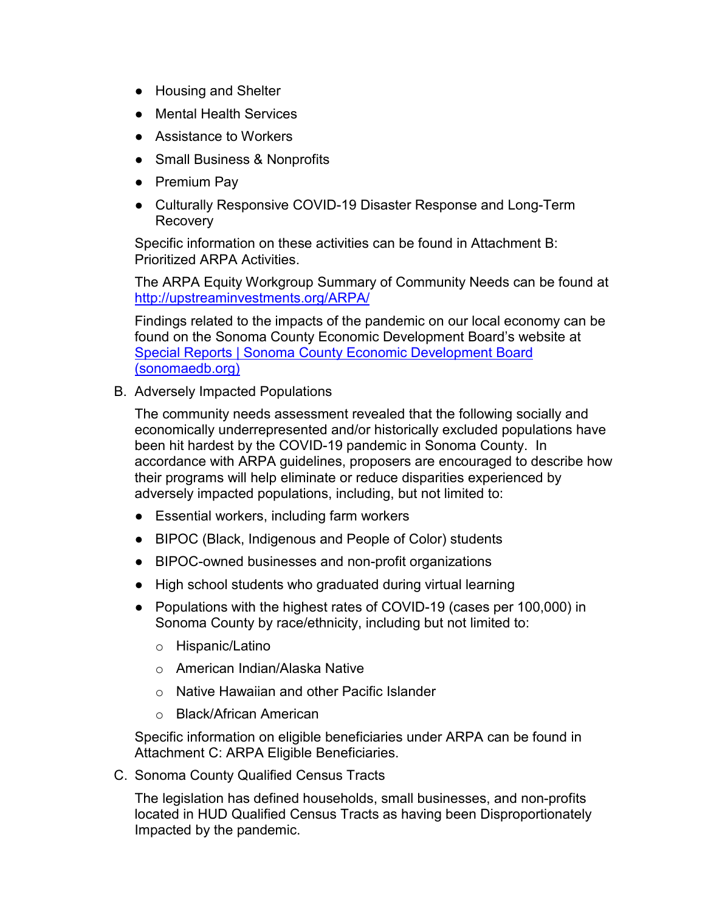- Housing and Shelter
- Mental Health Services
- Assistance to Workers
- Small Business & Nonprofits
- Premium Pay
- Culturally Responsive COVID-19 Disaster Response and Long-Term Recovery

Specific information on these activities can be found in Attachment B: Prioritized ARPA Activities.

The ARPA Equity Workgroup Summary of Community Needs can be found at [http://upstreaminvestments.org/ARPA/](http://upstreaminvestments.org/ARPA/)

Findings related to the impacts of the pandemic on our local economy can be found on the Sonoma County Economic Development Board's website at [Special Reports | Sonoma County Economic Development Board (sonomaedb.org)](https://sonomaedb.org)

B. Adversely Impacted Populations

The community needs assessment revealed that the following socially and economically underrepresented and/or historically excluded populations have been hit hardest by the COVID-19 pandemic in Sonoma County. In accordance with ARPA guidelines, proposers are encouraged to describe how their programs will help eliminate or reduce disparities experienced by adversely impacted populations, including, but not limited to:

- Essential workers, including farm workers
- BIPOC (Black, Indigenous and People of Color) students
- BIPOC-owned businesses and non-profit organizations
- High school students who graduated during virtual learning
- Populations with the highest rates of COVID-19 (cases per 100,000) in Sonoma County by race/ethnicity, including but not limited to:
    - Hispanic/Latino
    - American Indian/Alaska Native
    - Native Hawaiian and other Pacific Islander
    - Black/African American

Specific information on eligible beneficiaries under ARPA can be found in Attachment C: ARPA Eligible Beneficiaries.

C. Sonoma County Qualified Census Tracts

The legislation has defined households, small businesses, and non-profits located in HUD Qualified Census Tracts as having been Disproportionately Impacted by the pandemic.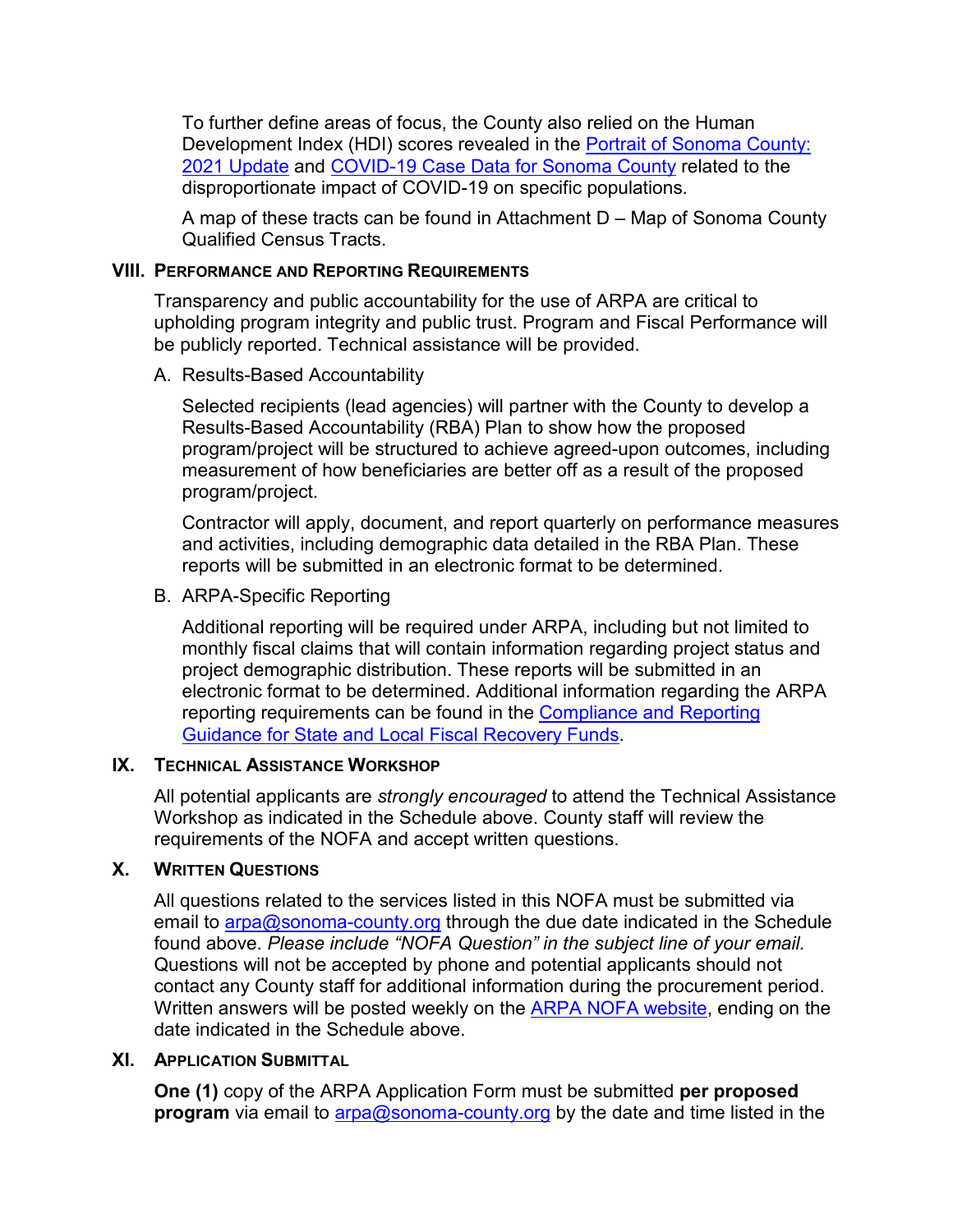To further define areas of focus, the County also relied on the Human Development Index (HDI) scores revealed in the [Portrait of Sonoma County: 2021 Update](#) and [COVID-19 Case Data for Sonoma County](#) related to the disproportionate impact of COVID-19 on specific populations.

A map of these tracts can be found in Attachment D – Map of Sonoma County Qualified Census Tracts.

## VIII. Performance and Reporting Requirements

Transparency and public accountability for the use of ARPA are critical to upholding program integrity and public trust. Program and Fiscal Performance will be publicly reported. Technical assistance will be provided.

A. Results-Based Accountability

Selected recipients (lead agencies) will partner with the County to develop a Results-Based Accountability (RBA) Plan to show how the proposed program/project will be structured to achieve agreed-upon outcomes, including measurement of how beneficiaries are better off as a result of the proposed program/project.

Contractor will apply, document, and report quarterly on performance measures and activities, including demographic data detailed in the RBA Plan. These reports will be submitted in an electronic format to be determined.

B. ARPA-Specific Reporting

Additional reporting will be required under ARPA, including but not limited to monthly fiscal claims that will contain information regarding project status and project demographic distribution. These reports will be submitted in an electronic format to be determined. Additional information regarding the ARPA reporting requirements can be found in the [Compliance and Reporting Guidance for State and Local Fiscal Recovery Funds](#).

## IX. Technical Assistance Workshop

All potential applicants are *strongly encouraged* to attend the Technical Assistance Workshop as indicated in the Schedule above. County staff will review the requirements of the NOFA and accept written questions.

## X. Written Questions

All questions related to the services listed in this NOFA must be submitted via email to arpa@sonoma-county.org through the due date indicated in the Schedule found above. *Please include "NOFA Question" in the subject line of your email.* Questions will not be accepted by phone and potential applicants should not contact any County staff for additional information during the procurement period. Written answers will be posted weekly on the [ARPA NOFA website](#), ending on the date indicated in the Schedule above.

## XI. Application Submittal

**One (1)** copy of the ARPA Application Form must be submitted **per proposed program** via email to arpa@sonoma-county.org by the date and time listed in the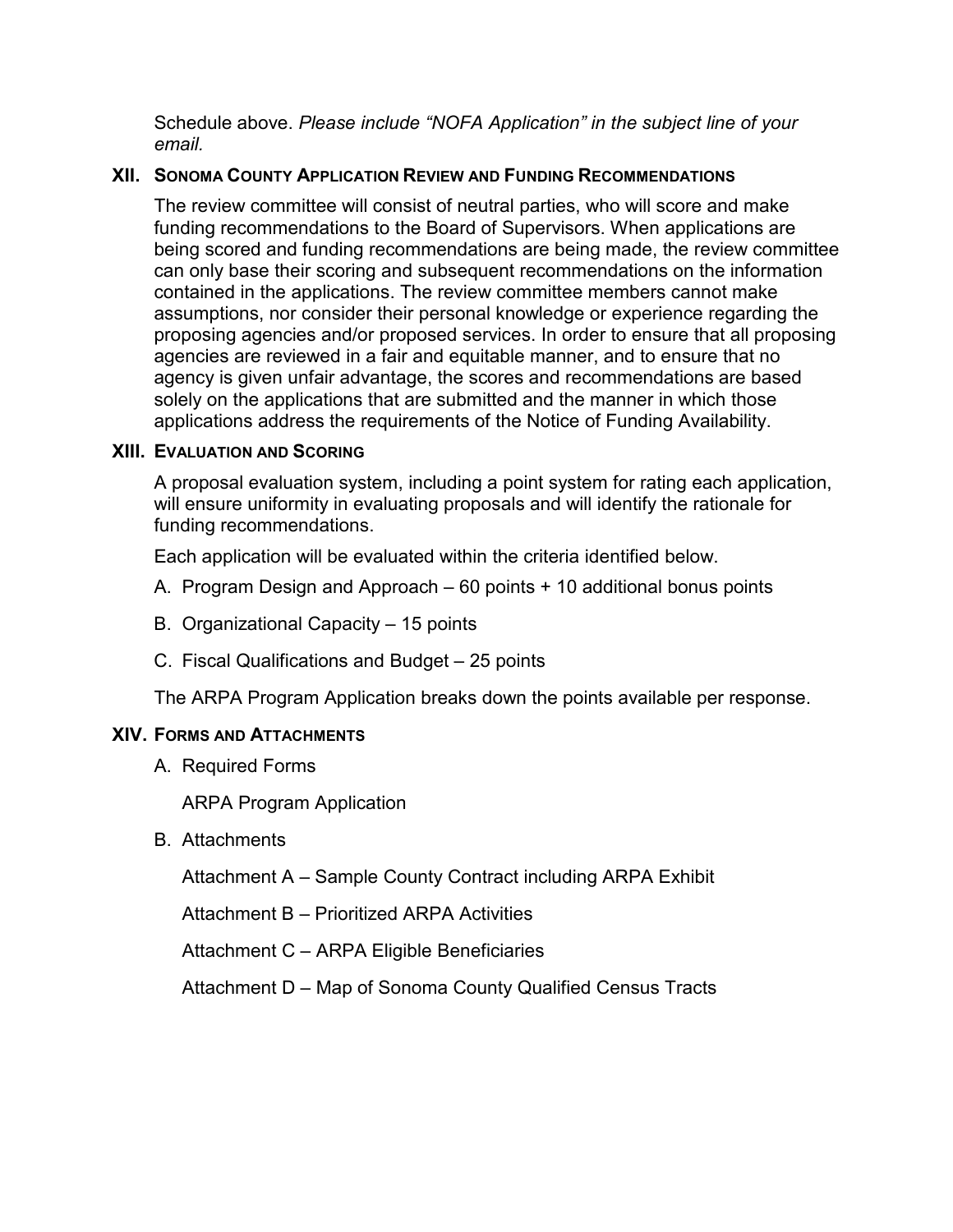Schedule above. *Please include "NOFA Application" in the subject line of your email.*

## XII. Sonoma County Application Review and Funding Recommendations

The review committee will consist of neutral parties, who will score and make funding recommendations to the Board of Supervisors. When applications are being scored and funding recommendations are being made, the review committee can only base their scoring and subsequent recommendations on the information contained in the applications. The review committee members cannot make assumptions, nor consider their personal knowledge or experience regarding the proposing agencies and/or proposed services. In order to ensure that all proposing agencies are reviewed in a fair and equitable manner, and to ensure that no agency is given unfair advantage, the scores and recommendations are based solely on the applications that are submitted and the manner in which those applications address the requirements of the Notice of Funding Availability.

## XIII. Evaluation and Scoring

A proposal evaluation system, including a point system for rating each application, will ensure uniformity in evaluating proposals and will identify the rationale for funding recommendations.

Each application will be evaluated within the criteria identified below.

A. Program Design and Approach – 60 points + 10 additional bonus points

B. Organizational Capacity – 15 points

C. Fiscal Qualifications and Budget – 25 points

The ARPA Program Application breaks down the points available per response.

## XIV. Forms and Attachments

A. Required Forms

ARPA Program Application

B. Attachments

Attachment A – Sample County Contract including ARPA Exhibit

Attachment B – Prioritized ARPA Activities

Attachment C – ARPA Eligible Beneficiaries

Attachment D – Map of Sonoma County Qualified Census Tracts